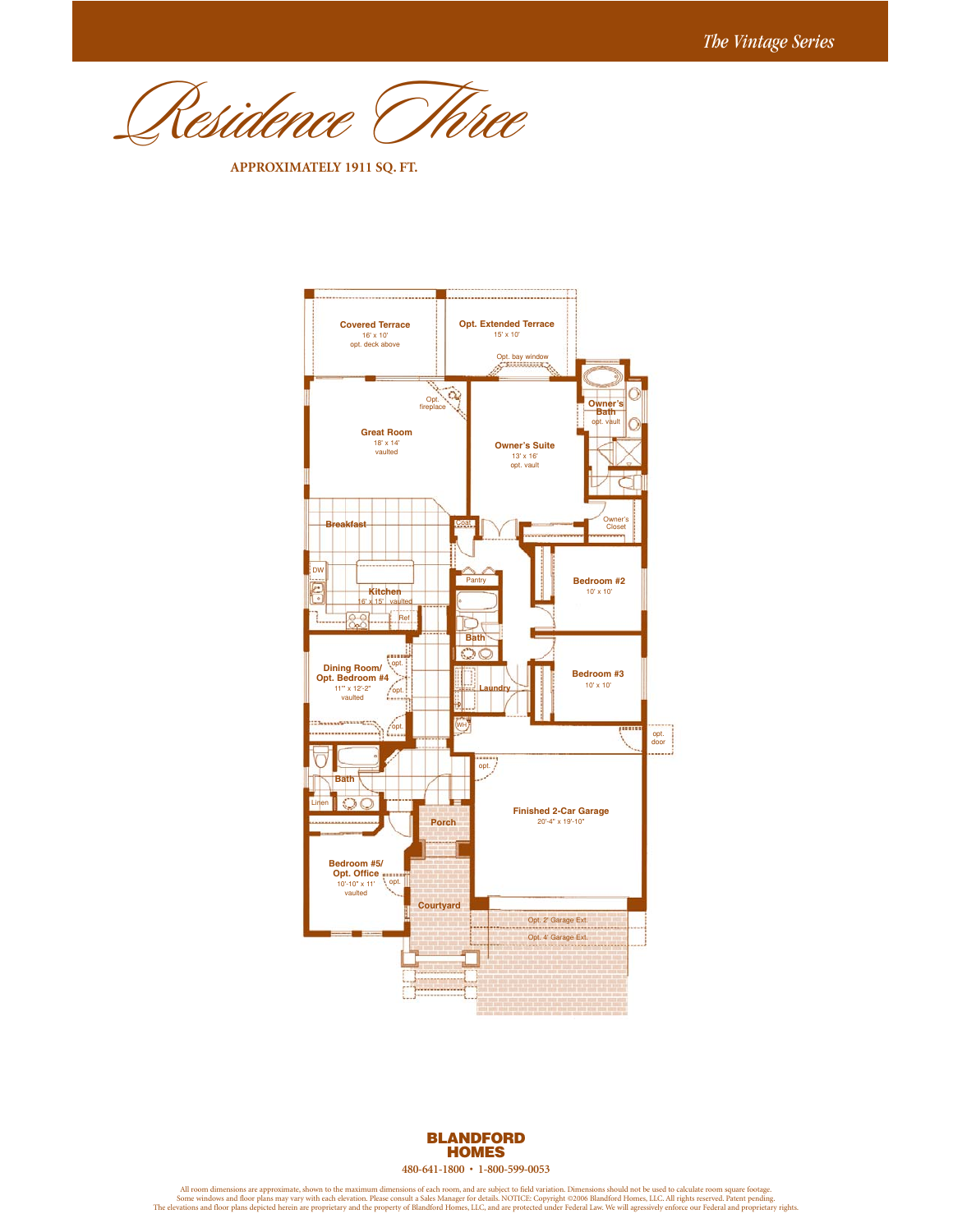*The Vintage Series*

# *Residence Three*

**APPROXIMATELY 1911 SQ. FT.**

Covered Terrace
16' x 10'
opt. deck above

Opt. Extended Terrace
15' x 10'

Opt. bay window

Opt. fireplace

Great Room
18' x 14'
vaulted

Owner's Suite
13' x 16'
opt. vault

Owner's Bath
opt. vault

Owner's Closet

Breakfast

Coat

DW

Kitchen
16' x 15' vaulted

Ref

Pantry

Bath

Bedroom #2
10' x 10'

Bedroom #3
10' x 10'

Laundry

WH

Dining Room/
Opt. Bedroom #4
11" x 12'-2"
vaulted

opt.

opt. door

Bath

Linen

Finished 2-Car Garage
20'-4" x 19'-10"

Porch

Bedroom #5/
Opt. Office
10'-10" x 11'
vaulted

Courtyard

Opt. 2' Garage Ext.

Opt. 4' Garage Ext.

**BLANDFORD HOMES**

480-641-1800 • 1-800-599-0053

All room dimensions are approximate, shown to the maximum dimensions of each room, and are subject to field variation. Dimensions should not be used to calculate room square footage. Some windows and floor plans may vary with each elevation. Please consult a Sales Manager for details. NOTICE: Copyright ©2006 Blandford Homes, LLC. All rights reserved. Patent pending. The elevations and floor plans depicted herein are proprietary and the property of Blandford Homes, LLC, and are protected under Federal Law. We will agressively enforce our Federal and proprietary rights.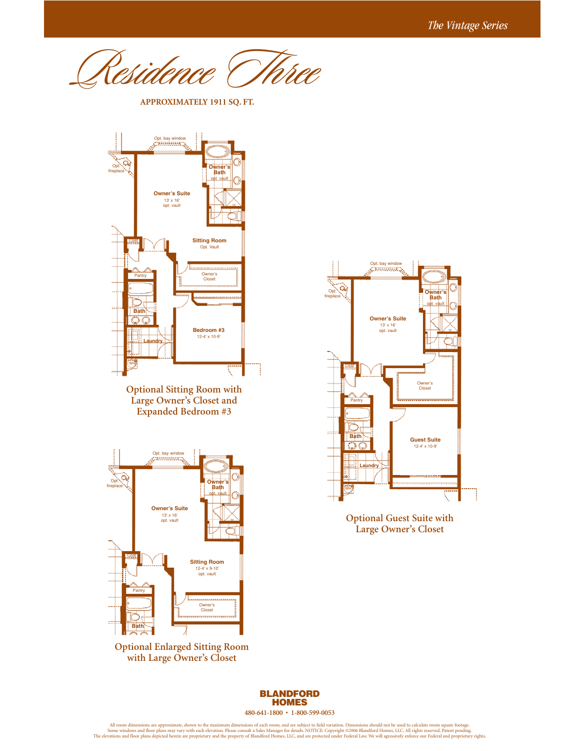*The Vintage Series*

# Residence Three

**APPROXIMATELY 1911 SQ. FT.**

Opt. bay window
Opt. fireplace
Owner's Bath
opt. vault
Owner's Suite
13' x 16'
opt. vault
Coat
Sitting Room
Opt. Vault
Pantry
Owner's Closet
Bath
Bedroom #3
12-4' x 10-9'
Laundry
WH

Optional Sitting Room with Large Owner's Closet and Expanded Bedroom #3

Opt. bay window
Opt. fireplace
Owner's Bath
opt. vault
Owner's Suite
13' x 16'
opt. vault
Coat
Owner's Closet
Pantry
Bath
Guest Suite
12-4' x 10-9'
Laundry
WH

Optional Guest Suite with Large Owner's Closet

Opt. bay window
Opt. fireplace
Owner's Bath
opt. vault
Owner's Suite
13' x 16'
opt. vault
Coat
Sitting Room
12-4' x 9-10'
opt. vault
Pantry
Owner's Closet
Bath

Optional Enlarged Sitting Room with Large Owner's Closet

**BLANDFORD HOMES**

480-641-1800 • 1-800-599-0053

All room dimensions are approximate, shown to the maximum dimensions of each room, and are subject to field variation. Dimensions should not be used to calculate room square footage. Some windows and floor plans may vary with each elevation. Please consult a Sales Manager for details. NOTICE: Copyright ©2006 Blandford Homes, LLC. All rights reserved. Patent pending. The elevations and floor plans depicted herein are proprietary and the property of Blandford Homes, LLC, and are protected under Federal Law. We will agresively enforce our Federal and proprietary rights.